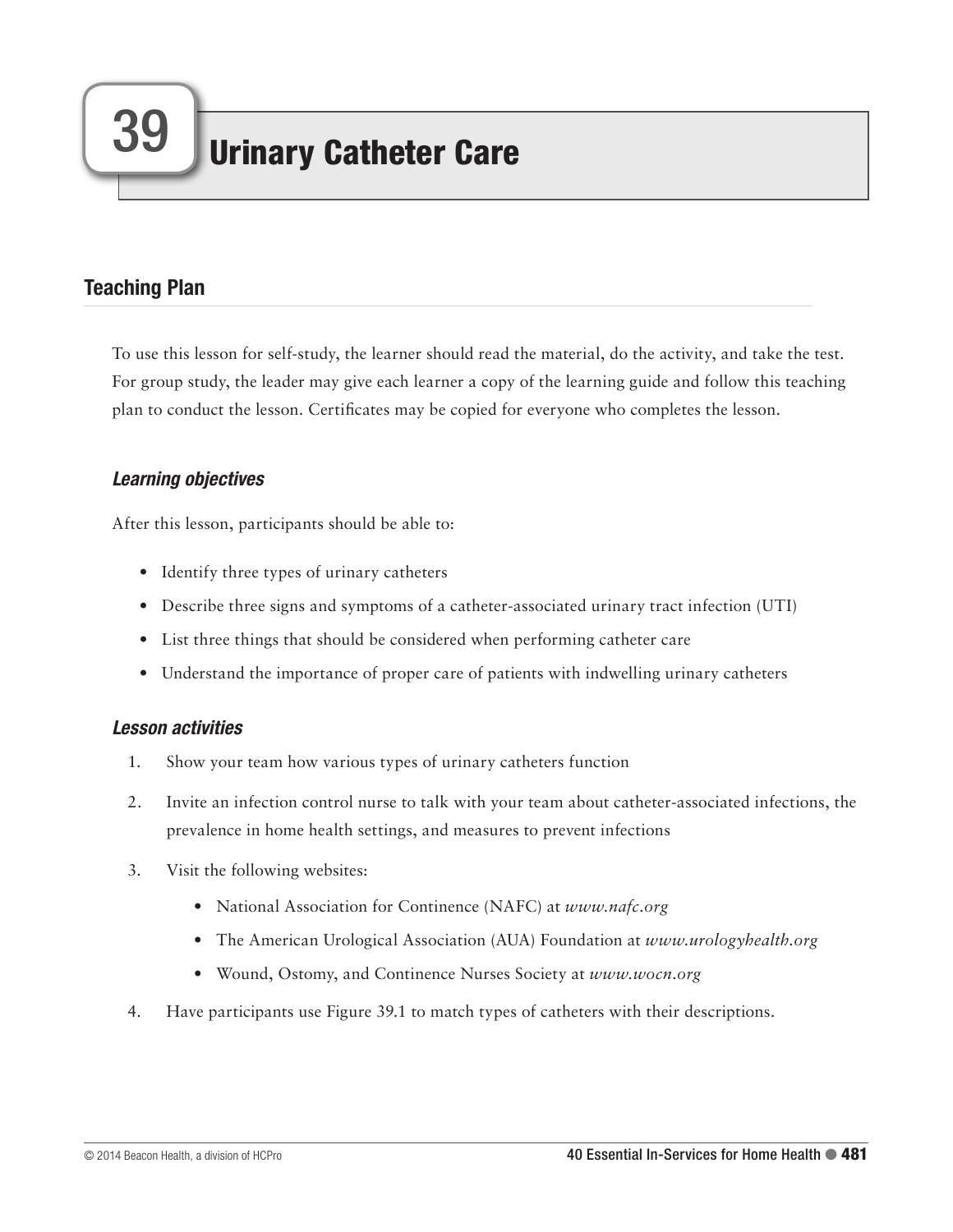# 39 Urinary Catheter Care

## Teaching Plan

To use this lesson for self-study, the learner should read the material, do the activity, and take the test. For group study, the leader may give each learner a copy of the learning guide and follow this teaching plan to conduct the lesson. Certificates may be copied for everyone who completes the lesson.

### *Learning objectives*

After this lesson, participants should be able to:

- Identify three types of urinary catheters
- Describe three signs and symptoms of a catheter-associated urinary tract infection (UTI)
- List three things that should be considered when performing catheter care
- Understand the importance of proper care of patients with indwelling urinary catheters

### *Lesson activities*

1. Show your team how various types of urinary catheters function
2. Invite an infection control nurse to talk with your team about catheter-associated infections, the prevalence in home health settings, and measures to prevent infections
3. Visit the following websites:
   - National Association for Continence (NAFC) at *www.nafc.org*
   - The American Urological Association (AUA) Foundation at *www.urologyhealth.org*
   - Wound, Ostomy, and Continence Nurses Society at *www.wocn.org*
4. Have participants use Figure 39.1 to match types of catheters with their descriptions.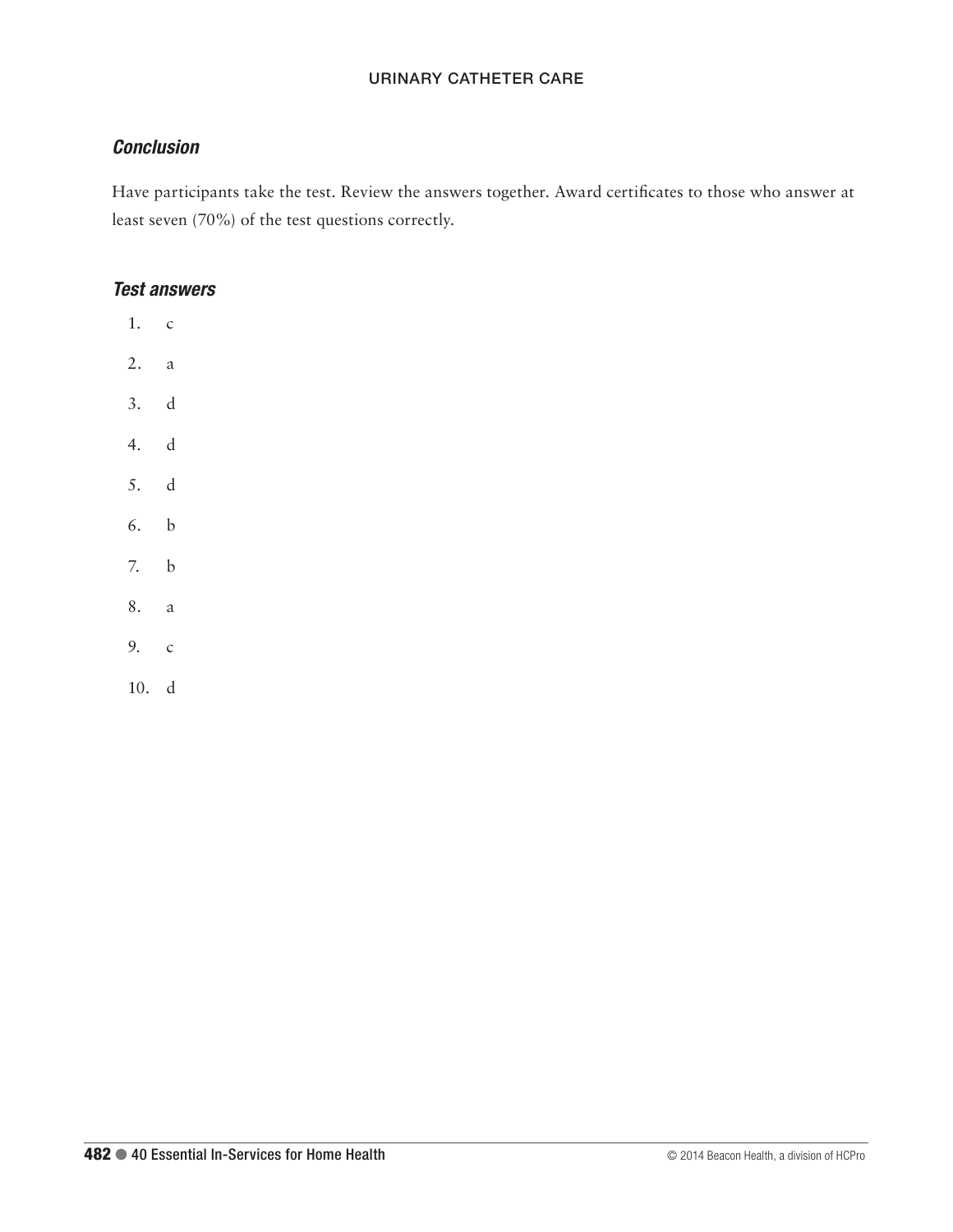### *Conclusion*

Have participants take the test. Review the answers together. Award certificates to those who answer at least seven (70%) of the test questions correctly.

### *Test answers*

1. c
2. a
3. d
4. d
5. d
6. b
7. b
8. a
9. c
10. d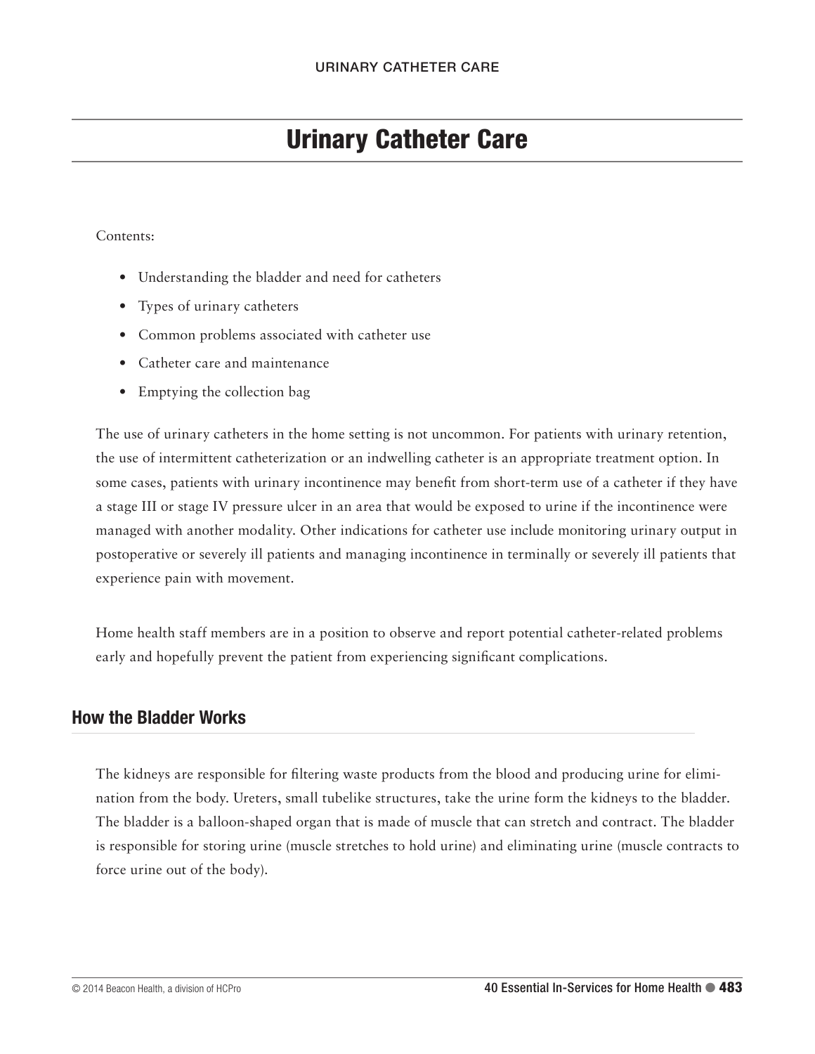# Urinary Catheter Care

Contents:

- Understanding the bladder and need for catheters
- Types of urinary catheters
- Common problems associated with catheter use
- Catheter care and maintenance
- Emptying the collection bag

The use of urinary catheters in the home setting is not uncommon. For patients with urinary retention, the use of intermittent catheterization or an indwelling catheter is an appropriate treatment option. In some cases, patients with urinary incontinence may benefit from short-term use of a catheter if they have a stage III or stage IV pressure ulcer in an area that would be exposed to urine if the incontinence were managed with another modality. Other indications for catheter use include monitoring urinary output in postoperative or severely ill patients and managing incontinence in terminally or severely ill patients that experience pain with movement.

Home health staff members are in a position to observe and report potential catheter-related problems early and hopefully prevent the patient from experiencing significant complications.

## How the Bladder Works

The kidneys are responsible for filtering waste products from the blood and producing urine for elimination from the body. Ureters, small tubelike structures, take the urine form the kidneys to the bladder. The bladder is a balloon-shaped organ that is made of muscle that can stretch and contract. The bladder is responsible for storing urine (muscle stretches to hold urine) and eliminating urine (muscle contracts to force urine out of the body).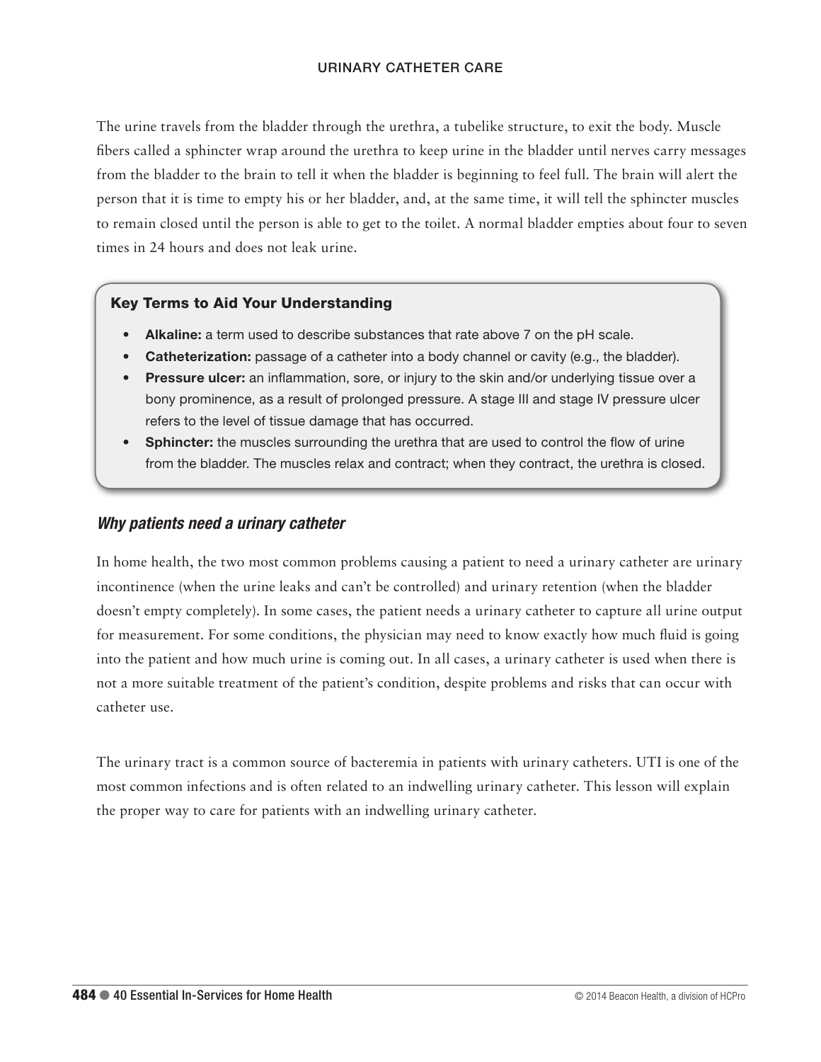The urine travels from the bladder through the urethra, a tubelike structure, to exit the body. Muscle fibers called a sphincter wrap around the urethra to keep urine in the bladder until nerves carry messages from the bladder to the brain to tell it when the bladder is beginning to feel full. The brain will alert the person that it is time to empty his or her bladder, and, at the same time, it will tell the sphincter muscles to remain closed until the person is able to get to the toilet. A normal bladder empties about four to seven times in 24 hours and does not leak urine.

### Key Terms to Aid Your Understanding

- **Alkaline:** a term used to describe substances that rate above 7 on the pH scale.
- **Catheterization:** passage of a catheter into a body channel or cavity (e.g., the bladder).
- **Pressure ulcer:** an inflammation, sore, or injury to the skin and/or underlying tissue over a bony prominence, as a result of prolonged pressure. A stage III and stage IV pressure ulcer refers to the level of tissue damage that has occurred.
- **Sphincter:** the muscles surrounding the urethra that are used to control the flow of urine from the bladder. The muscles relax and contract; when they contract, the urethra is closed.

### *Why patients need a urinary catheter*

In home health, the two most common problems causing a patient to need a urinary catheter are urinary incontinence (when the urine leaks and can't be controlled) and urinary retention (when the bladder doesn't empty completely). In some cases, the patient needs a urinary catheter to capture all urine output for measurement. For some conditions, the physician may need to know exactly how much fluid is going into the patient and how much urine is coming out. In all cases, a urinary catheter is used when there is not a more suitable treatment of the patient's condition, despite problems and risks that can occur with catheter use.

The urinary tract is a common source of bacteremia in patients with urinary catheters. UTI is one of the most common infections and is often related to an indwelling urinary catheter. This lesson will explain the proper way to care for patients with an indwelling urinary catheter.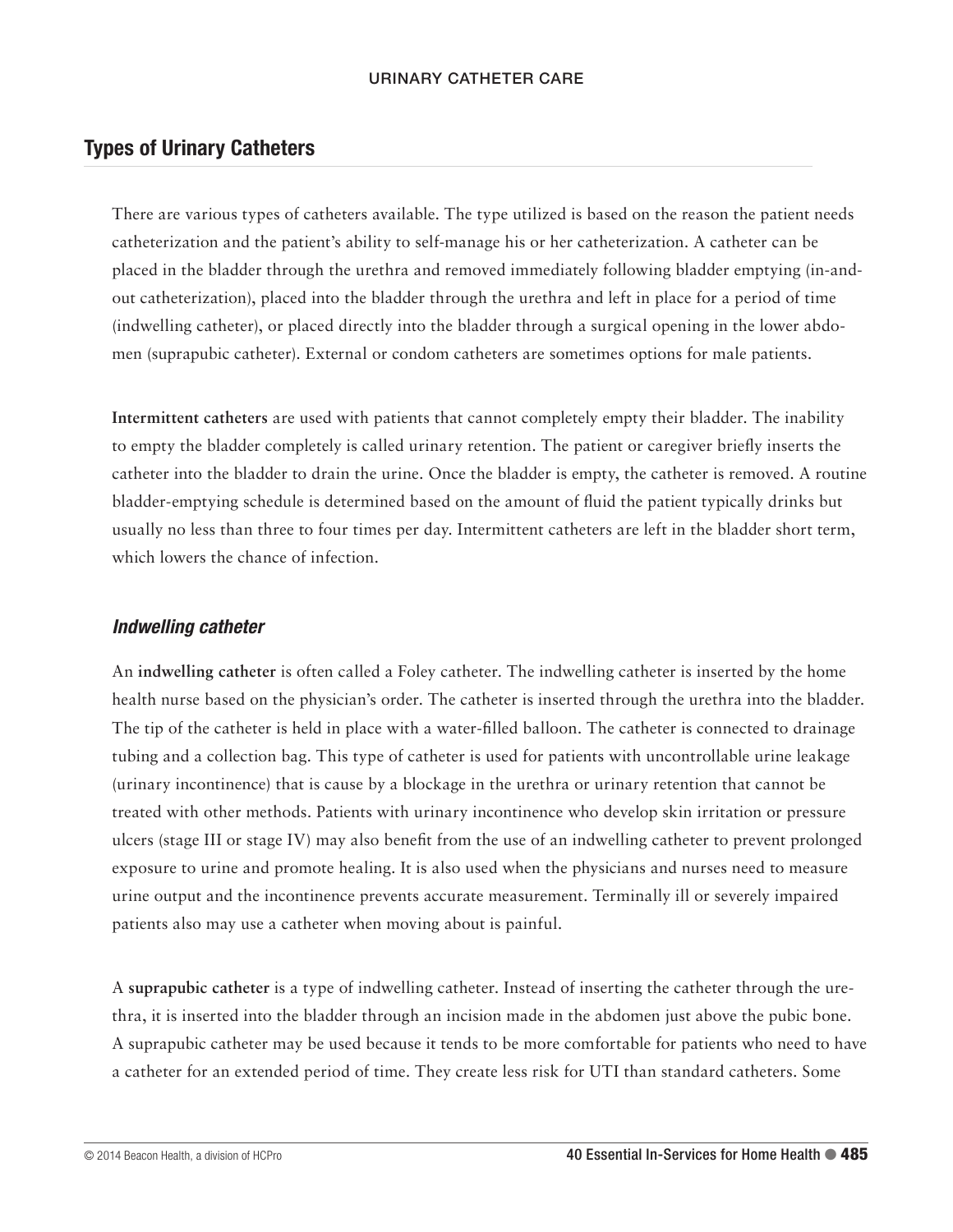## Types of Urinary Catheters

There are various types of catheters available. The type utilized is based on the reason the patient needs catheterization and the patient's ability to self-manage his or her catheterization. A catheter can be placed in the bladder through the urethra and removed immediately following bladder emptying (in-and-out catheterization), placed into the bladder through the urethra and left in place for a period of time (indwelling catheter), or placed directly into the bladder through a surgical opening in the lower abdomen (suprapubic catheter). External or condom catheters are sometimes options for male patients.

**Intermittent catheters** are used with patients that cannot completely empty their bladder. The inability to empty the bladder completely is called urinary retention. The patient or caregiver briefly inserts the catheter into the bladder to drain the urine. Once the bladder is empty, the catheter is removed. A routine bladder-emptying schedule is determined based on the amount of fluid the patient typically drinks but usually no less than three to four times per day. Intermittent catheters are left in the bladder short term, which lowers the chance of infection.

### *Indwelling catheter*

An **indwelling catheter** is often called a Foley catheter. The indwelling catheter is inserted by the home health nurse based on the physician's order. The catheter is inserted through the urethra into the bladder. The tip of the catheter is held in place with a water-filled balloon. The catheter is connected to drainage tubing and a collection bag. This type of catheter is used for patients with uncontrollable urine leakage (urinary incontinence) that is cause by a blockage in the urethra or urinary retention that cannot be treated with other methods. Patients with urinary incontinence who develop skin irritation or pressure ulcers (stage III or stage IV) may also benefit from the use of an indwelling catheter to prevent prolonged exposure to urine and promote healing. It is also used when the physicians and nurses need to measure urine output and the incontinence prevents accurate measurement. Terminally ill or severely impaired patients also may use a catheter when moving about is painful.

A **suprapubic catheter** is a type of indwelling catheter. Instead of inserting the catheter through the urethra, it is inserted into the bladder through an incision made in the abdomen just above the pubic bone. A suprapubic catheter may be used because it tends to be more comfortable for patients who need to have a catheter for an extended period of time. They create less risk for UTI than standard catheters. Some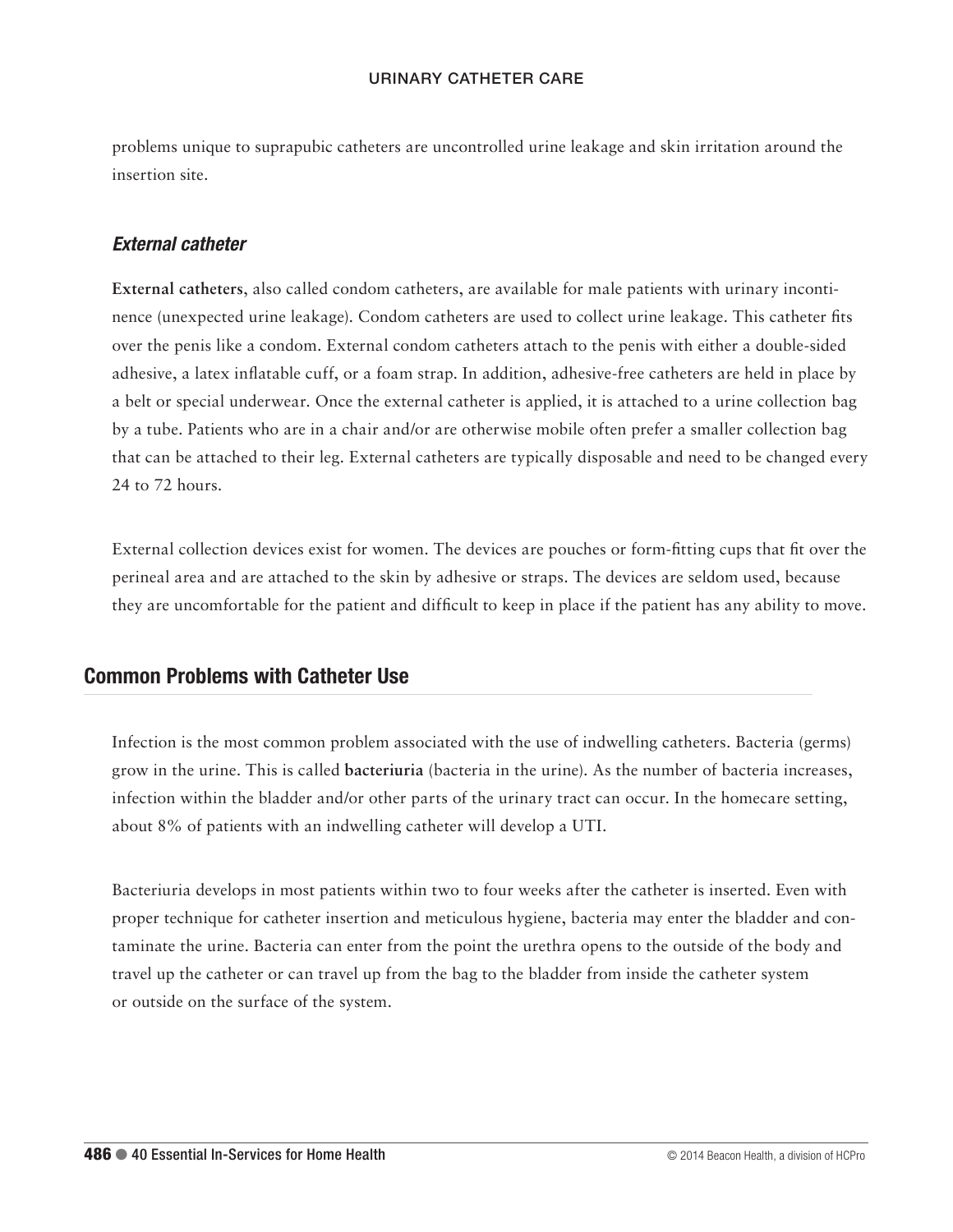problems unique to suprapubic catheters are uncontrolled urine leakage and skin irritation around the insertion site.

### *External catheter*

**External catheters**, also called condom catheters, are available for male patients with urinary incontinence (unexpected urine leakage). Condom catheters are used to collect urine leakage. This catheter fits over the penis like a condom. External condom catheters attach to the penis with either a double-sided adhesive, a latex inflatable cuff, or a foam strap. In addition, adhesive-free catheters are held in place by a belt or special underwear. Once the external catheter is applied, it is attached to a urine collection bag by a tube. Patients who are in a chair and/or are otherwise mobile often prefer a smaller collection bag that can be attached to their leg. External catheters are typically disposable and need to be changed every 24 to 72 hours.

External collection devices exist for women. The devices are pouches or form-fitting cups that fit over the perineal area and are attached to the skin by adhesive or straps. The devices are seldom used, because they are uncomfortable for the patient and difficult to keep in place if the patient has any ability to move.

## Common Problems with Catheter Use

Infection is the most common problem associated with the use of indwelling catheters. Bacteria (germs) grow in the urine. This is called **bacteriuria** (bacteria in the urine). As the number of bacteria increases, infection within the bladder and/or other parts of the urinary tract can occur. In the homecare setting, about 8% of patients with an indwelling catheter will develop a UTI.

Bacteriuria develops in most patients within two to four weeks after the catheter is inserted. Even with proper technique for catheter insertion and meticulous hygiene, bacteria may enter the bladder and contaminate the urine. Bacteria can enter from the point the urethra opens to the outside of the body and travel up the catheter or can travel up from the bag to the bladder from inside the catheter system or outside on the surface of the system.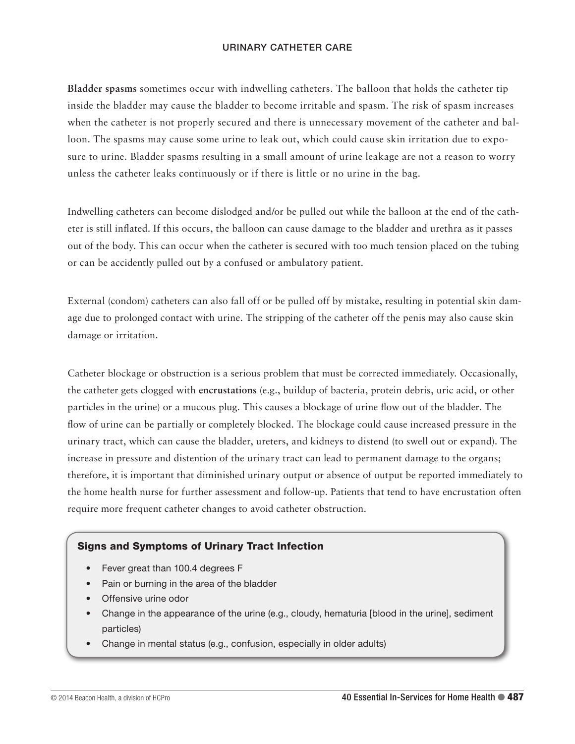**Bladder spasms** sometimes occur with indwelling catheters. The balloon that holds the catheter tip inside the bladder may cause the bladder to become irritable and spasm. The risk of spasm increases when the catheter is not properly secured and there is unnecessary movement of the catheter and balloon. The spasms may cause some urine to leak out, which could cause skin irritation due to exposure to urine. Bladder spasms resulting in a small amount of urine leakage are not a reason to worry unless the catheter leaks continuously or if there is little or no urine in the bag.

Indwelling catheters can become dislodged and/or be pulled out while the balloon at the end of the catheter is still inflated. If this occurs, the balloon can cause damage to the bladder and urethra as it passes out of the body. This can occur when the catheter is secured with too much tension placed on the tubing or can be accidently pulled out by a confused or ambulatory patient.

External (condom) catheters can also fall off or be pulled off by mistake, resulting in potential skin damage due to prolonged contact with urine. The stripping of the catheter off the penis may also cause skin damage or irritation.

Catheter blockage or obstruction is a serious problem that must be corrected immediately. Occasionally, the catheter gets clogged with **encrustations** (e.g., buildup of bacteria, protein debris, uric acid, or other particles in the urine) or a mucous plug. This causes a blockage of urine flow out of the bladder. The flow of urine can be partially or completely blocked. The blockage could cause increased pressure in the urinary tract, which can cause the bladder, ureters, and kidneys to distend (to swell out or expand). The increase in pressure and distention of the urinary tract can lead to permanent damage to the organs; therefore, it is important that diminished urinary output or absence of output be reported immediately to the home health nurse for further assessment and follow-up. Patients that tend to have encrustation often require more frequent catheter changes to avoid catheter obstruction.

### Signs and Symptoms of Urinary Tract Infection

- Fever great than 100.4 degrees F
- Pain or burning in the area of the bladder
- Offensive urine odor
- Change in the appearance of the urine (e.g., cloudy, hematuria [blood in the urine], sediment particles)
- Change in mental status (e.g., confusion, especially in older adults)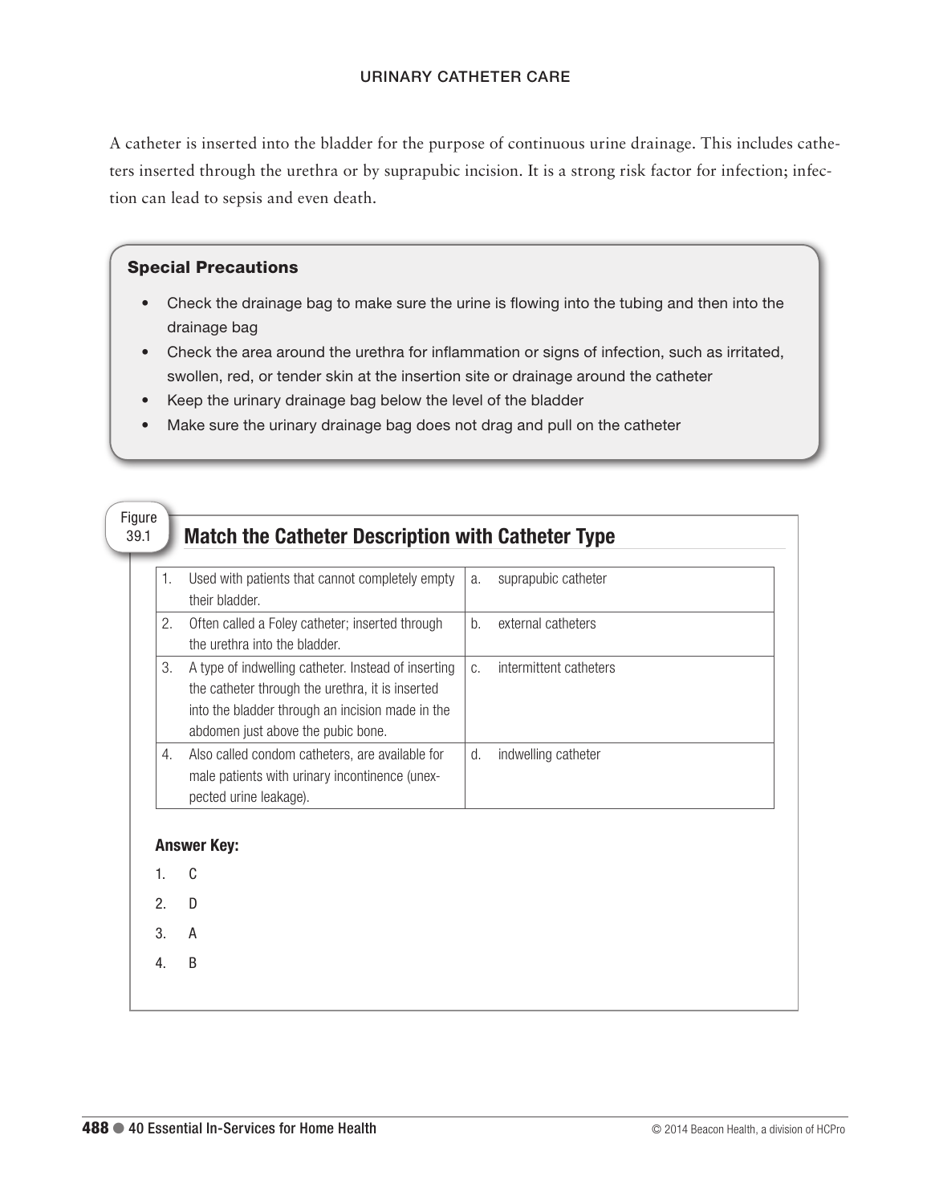## URINARY CATHETER CARE

A catheter is inserted into the bladder for the purpose of continuous urine drainage. This includes catheters inserted through the urethra or by suprapubic incision. It is a strong risk factor for infection; infection can lead to sepsis and even death.

### Special Precautions

- Check the drainage bag to make sure the urine is flowing into the tubing and then into the drainage bag
- Check the area around the urethra for inflammation or signs of infection, such as irritated, swollen, red, or tender skin at the insertion site or drainage around the catheter
- Keep the urinary drainage bag below the level of the bladder
- Make sure the urinary drainage bag does not drag and pull on the catheter

Figure 39.1

### Match the Catheter Description with Catheter Type

| | Description | | Type |
|---|---|---|---|
| 1. | Used with patients that cannot completely empty their bladder. | a. | suprapubic catheter |
| 2. | Often called a Foley catheter; inserted through the urethra into the bladder. | b. | external catheters |
| 3. | A type of indwelling catheter. Instead of inserting the catheter through the urethra, it is inserted into the bladder through an incision made in the abdomen just above the pubic bone. | c. | intermittent catheters |
| 4. | Also called condom catheters, are available for male patients with urinary incontinence (unexpected urine leakage). | d. | indwelling catheter |

**Answer Key:**

1. C
2. D
3. A
4. B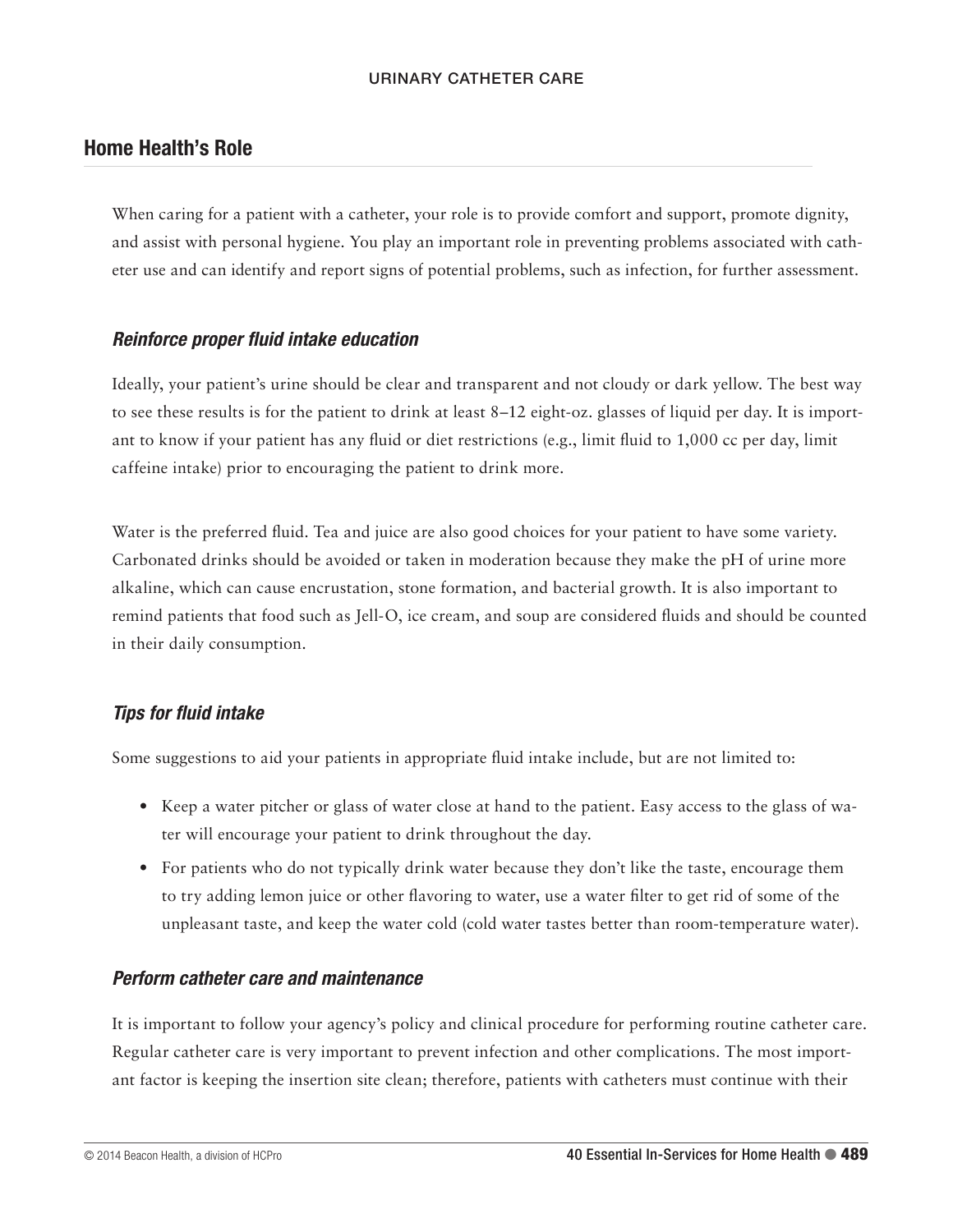## Home Health's Role

When caring for a patient with a catheter, your role is to provide comfort and support, promote dignity, and assist with personal hygiene. You play an important role in preventing problems associated with catheter use and can identify and report signs of potential problems, such as infection, for further assessment.

### *Reinforce proper fluid intake education*

Ideally, your patient's urine should be clear and transparent and not cloudy or dark yellow. The best way to see these results is for the patient to drink at least 8–12 eight-oz. glasses of liquid per day. It is important to know if your patient has any fluid or diet restrictions (e.g., limit fluid to 1,000 cc per day, limit caffeine intake) prior to encouraging the patient to drink more.

Water is the preferred fluid. Tea and juice are also good choices for your patient to have some variety. Carbonated drinks should be avoided or taken in moderation because they make the pH of urine more alkaline, which can cause encrustation, stone formation, and bacterial growth. It is also important to remind patients that food such as Jell-O, ice cream, and soup are considered fluids and should be counted in their daily consumption.

### *Tips for fluid intake*

Some suggestions to aid your patients in appropriate fluid intake include, but are not limited to:

- Keep a water pitcher or glass of water close at hand to the patient. Easy access to the glass of water will encourage your patient to drink throughout the day.
- For patients who do not typically drink water because they don't like the taste, encourage them to try adding lemon juice or other flavoring to water, use a water filter to get rid of some of the unpleasant taste, and keep the water cold (cold water tastes better than room-temperature water).

### *Perform catheter care and maintenance*

It is important to follow your agency's policy and clinical procedure for performing routine catheter care. Regular catheter care is very important to prevent infection and other complications. The most important factor is keeping the insertion site clean; therefore, patients with catheters must continue with their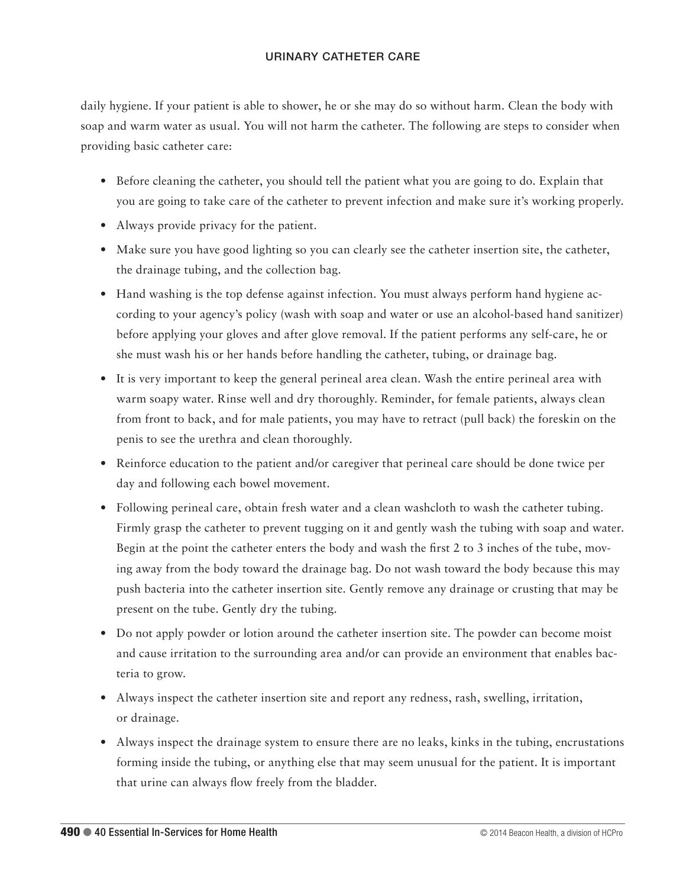daily hygiene. If your patient is able to shower, he or she may do so without harm. Clean the body with soap and warm water as usual. You will not harm the catheter. The following are steps to consider when providing basic catheter care:

- Before cleaning the catheter, you should tell the patient what you are going to do. Explain that you are going to take care of the catheter to prevent infection and make sure it's working properly.
- Always provide privacy for the patient.
- Make sure you have good lighting so you can clearly see the catheter insertion site, the catheter, the drainage tubing, and the collection bag.
- Hand washing is the top defense against infection. You must always perform hand hygiene according to your agency's policy (wash with soap and water or use an alcohol-based hand sanitizer) before applying your gloves and after glove removal. If the patient performs any self-care, he or she must wash his or her hands before handling the catheter, tubing, or drainage bag.
- It is very important to keep the general perineal area clean. Wash the entire perineal area with warm soapy water. Rinse well and dry thoroughly. Reminder, for female patients, always clean from front to back, and for male patients, you may have to retract (pull back) the foreskin on the penis to see the urethra and clean thoroughly.
- Reinforce education to the patient and/or caregiver that perineal care should be done twice per day and following each bowel movement.
- Following perineal care, obtain fresh water and a clean washcloth to wash the catheter tubing. Firmly grasp the catheter to prevent tugging on it and gently wash the tubing with soap and water. Begin at the point the catheter enters the body and wash the first 2 to 3 inches of the tube, moving away from the body toward the drainage bag. Do not wash toward the body because this may push bacteria into the catheter insertion site. Gently remove any drainage or crusting that may be present on the tube. Gently dry the tubing.
- Do not apply powder or lotion around the catheter insertion site. The powder can become moist and cause irritation to the surrounding area and/or can provide an environment that enables bacteria to grow.
- Always inspect the catheter insertion site and report any redness, rash, swelling, irritation, or drainage.
- Always inspect the drainage system to ensure there are no leaks, kinks in the tubing, encrustations forming inside the tubing, or anything else that may seem unusual for the patient. It is important that urine can always flow freely from the bladder.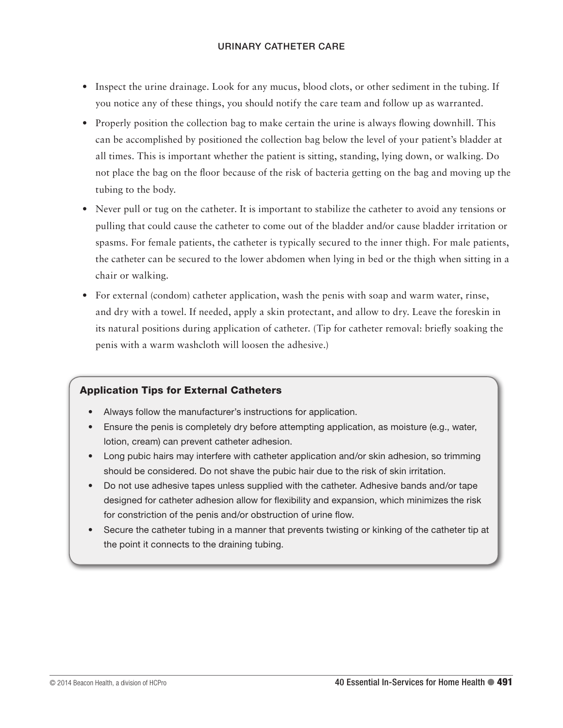- Inspect the urine drainage. Look for any mucus, blood clots, or other sediment in the tubing. If you notice any of these things, you should notify the care team and follow up as warranted.
- Properly position the collection bag to make certain the urine is always flowing downhill. This can be accomplished by positioned the collection bag below the level of your patient's bladder at all times. This is important whether the patient is sitting, standing, lying down, or walking. Do not place the bag on the floor because of the risk of bacteria getting on the bag and moving up the tubing to the body.
- Never pull or tug on the catheter. It is important to stabilize the catheter to avoid any tensions or pulling that could cause the catheter to come out of the bladder and/or cause bladder irritation or spasms. For female patients, the catheter is typically secured to the inner thigh. For male patients, the catheter can be secured to the lower abdomen when lying in bed or the thigh when sitting in a chair or walking.
- For external (condom) catheter application, wash the penis with soap and warm water, rinse, and dry with a towel. If needed, apply a skin protectant, and allow to dry. Leave the foreskin in its natural positions during application of catheter. (Tip for catheter removal: briefly soaking the penis with a warm washcloth will loosen the adhesive.)

### Application Tips for External Catheters

- Always follow the manufacturer's instructions for application.
- Ensure the penis is completely dry before attempting application, as moisture (e.g., water, lotion, cream) can prevent catheter adhesion.
- Long pubic hairs may interfere with catheter application and/or skin adhesion, so trimming should be considered. Do not shave the pubic hair due to the risk of skin irritation.
- Do not use adhesive tapes unless supplied with the catheter. Adhesive bands and/or tape designed for catheter adhesion allow for flexibility and expansion, which minimizes the risk for constriction of the penis and/or obstruction of urine flow.
- Secure the catheter tubing in a manner that prevents twisting or kinking of the catheter tip at the point it connects to the draining tubing.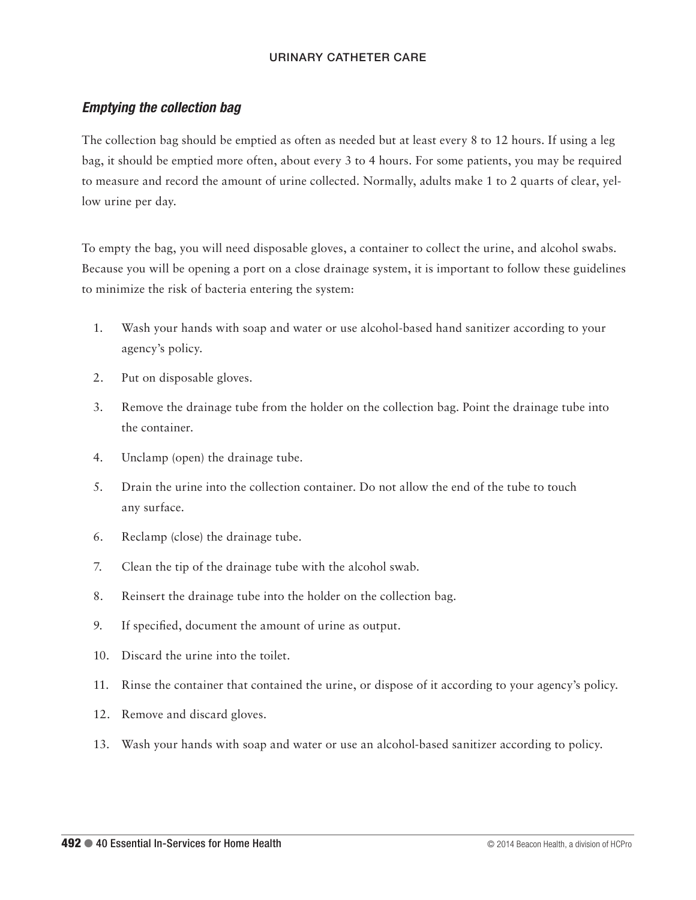## *Emptying the collection bag*

The collection bag should be emptied as often as needed but at least every 8 to 12 hours. If using a leg bag, it should be emptied more often, about every 3 to 4 hours. For some patients, you may be required to measure and record the amount of urine collected. Normally, adults make 1 to 2 quarts of clear, yellow urine per day.

To empty the bag, you will need disposable gloves, a container to collect the urine, and alcohol swabs. Because you will be opening a port on a close drainage system, it is important to follow these guidelines to minimize the risk of bacteria entering the system:

1. Wash your hands with soap and water or use alcohol-based hand sanitizer according to your agency's policy.
2. Put on disposable gloves.
3. Remove the drainage tube from the holder on the collection bag. Point the drainage tube into the container.
4. Unclamp (open) the drainage tube.
5. Drain the urine into the collection container. Do not allow the end of the tube to touch any surface.
6. Reclamp (close) the drainage tube.
7. Clean the tip of the drainage tube with the alcohol swab.
8. Reinsert the drainage tube into the holder on the collection bag.
9. If specified, document the amount of urine as output.
10. Discard the urine into the toilet.
11. Rinse the container that contained the urine, or dispose of it according to your agency's policy.
12. Remove and discard gloves.
13. Wash your hands with soap and water or use an alcohol-based sanitizer according to policy.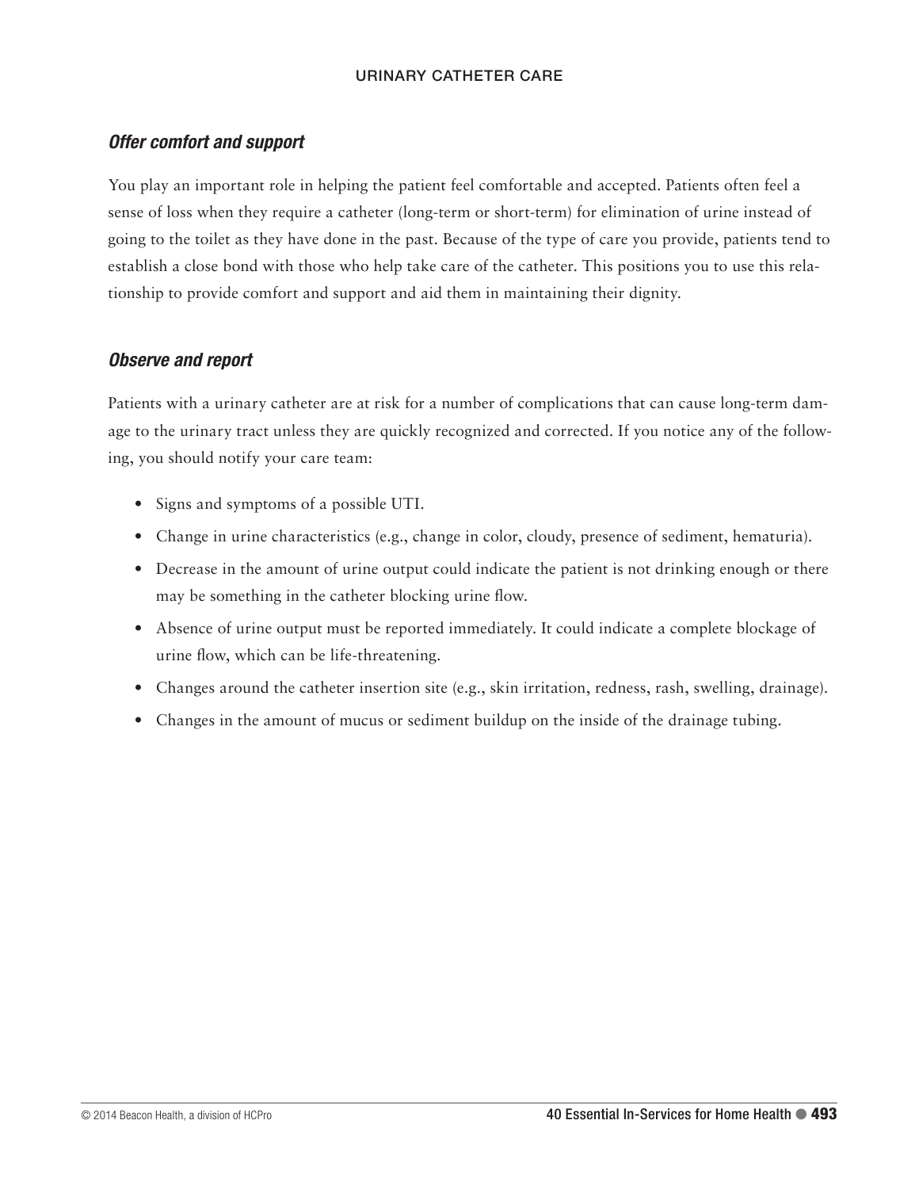### *Offer comfort and support*

You play an important role in helping the patient feel comfortable and accepted. Patients often feel a sense of loss when they require a catheter (long-term or short-term) for elimination of urine instead of going to the toilet as they have done in the past. Because of the type of care you provide, patients tend to establish a close bond with those who help take care of the catheter. This positions you to use this relationship to provide comfort and support and aid them in maintaining their dignity.

### *Observe and report*

Patients with a urinary catheter are at risk for a number of complications that can cause long-term damage to the urinary tract unless they are quickly recognized and corrected. If you notice any of the following, you should notify your care team:

- Signs and symptoms of a possible UTI.
- Change in urine characteristics (e.g., change in color, cloudy, presence of sediment, hematuria).
- Decrease in the amount of urine output could indicate the patient is not drinking enough or there may be something in the catheter blocking urine flow.
- Absence of urine output must be reported immediately. It could indicate a complete blockage of urine flow, which can be life-threatening.
- Changes around the catheter insertion site (e.g., skin irritation, redness, rash, swelling, drainage).
- Changes in the amount of mucus or sediment buildup on the inside of the drainage tubing.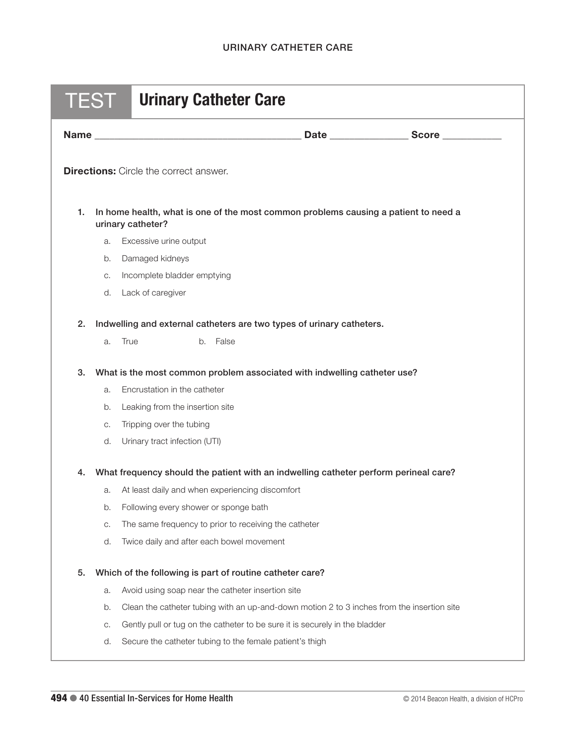# TEST Urinary Catheter Care

**Name** ______________________________ **Date** ____________ **Score** __________

**Directions:** Circle the correct answer.

1. **In home health, what is one of the most common problems causing a patient to need a urinary catheter?**
   a. Excessive urine output
   b. Damaged kidneys
   c. Incomplete bladder emptying
   d. Lack of caregiver

2. **Indwelling and external catheters are two types of urinary catheters.**
   a. True  b. False

3. **What is the most common problem associated with indwelling catheter use?**
   a. Encrustation in the catheter
   b. Leaking from the insertion site
   c. Tripping over the tubing
   d. Urinary tract infection (UTI)

4. **What frequency should the patient with an indwelling catheter perform perineal care?**
   a. At least daily and when experiencing discomfort
   b. Following every shower or sponge bath
   c. The same frequency to prior to receiving the catheter
   d. Twice daily and after each bowel movement

5. **Which of the following is part of routine catheter care?**
   a. Avoid using soap near the catheter insertion site
   b. Clean the catheter tubing with an up-and-down motion 2 to 3 inches from the insertion site
   c. Gently pull or tug on the catheter to be sure it is securely in the bladder
   d. Secure the catheter tubing to the female patient's thigh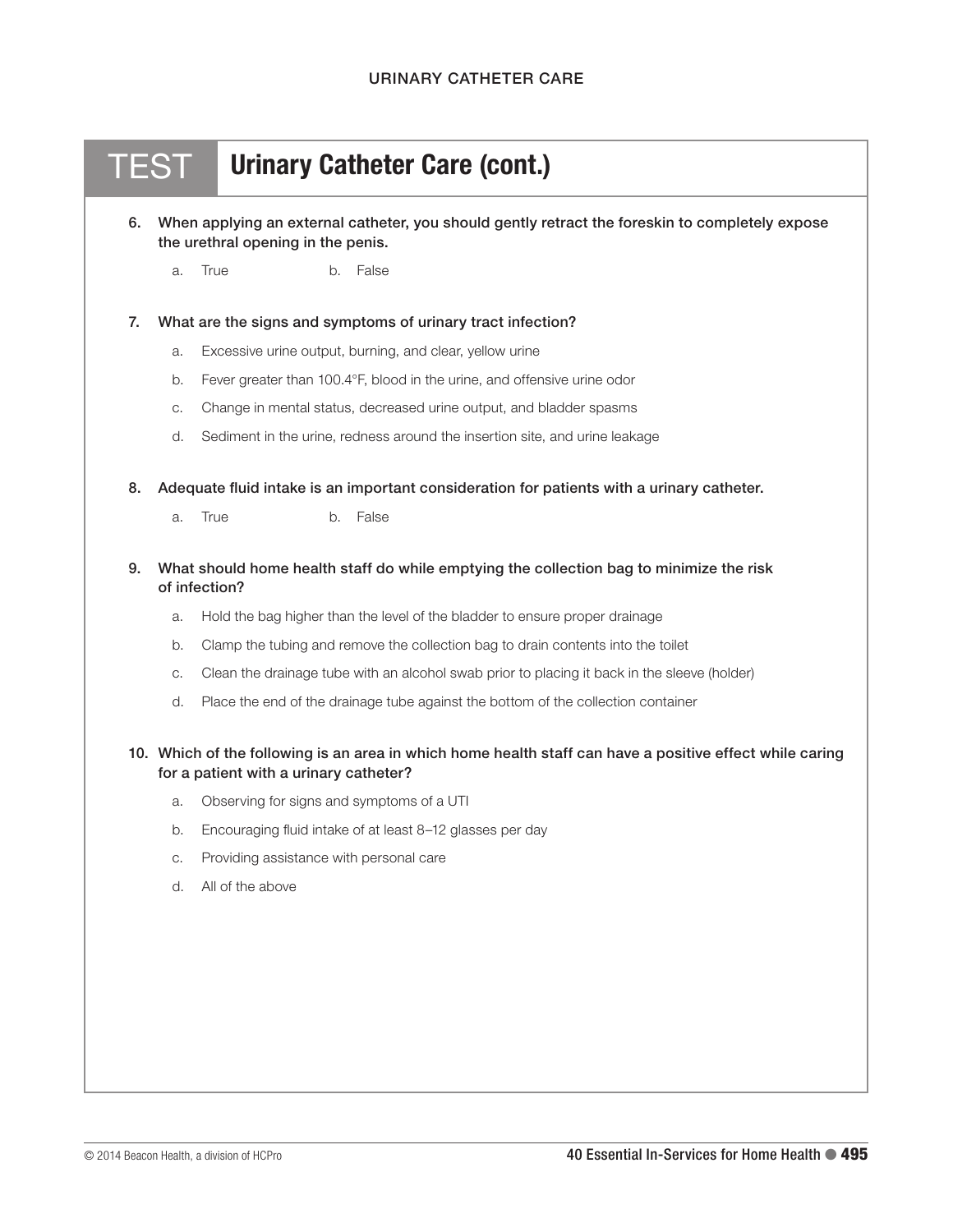## TEST Urinary Catheter Care (cont.)

6. **When applying an external catheter, you should gently retract the foreskin to completely expose the urethral opening in the penis.**

   a. True b. False

7. **What are the signs and symptoms of urinary tract infection?**

   a. Excessive urine output, burning, and clear, yellow urine

   b. Fever greater than 100.4°F, blood in the urine, and offensive urine odor

   c. Change in mental status, decreased urine output, and bladder spasms

   d. Sediment in the urine, redness around the insertion site, and urine leakage

8. **Adequate fluid intake is an important consideration for patients with a urinary catheter.**

   a. True b. False

9. **What should home health staff do while emptying the collection bag to minimize the risk of infection?**

   a. Hold the bag higher than the level of the bladder to ensure proper drainage

   b. Clamp the tubing and remove the collection bag to drain contents into the toilet

   c. Clean the drainage tube with an alcohol swab prior to placing it back in the sleeve (holder)

   d. Place the end of the drainage tube against the bottom of the collection container

10. **Which of the following is an area in which home health staff can have a positive effect while caring for a patient with a urinary catheter?**

    a. Observing for signs and symptoms of a UTI

    b. Encouraging fluid intake of at least 8–12 glasses per day

    c. Providing assistance with personal care

    d. All of the above